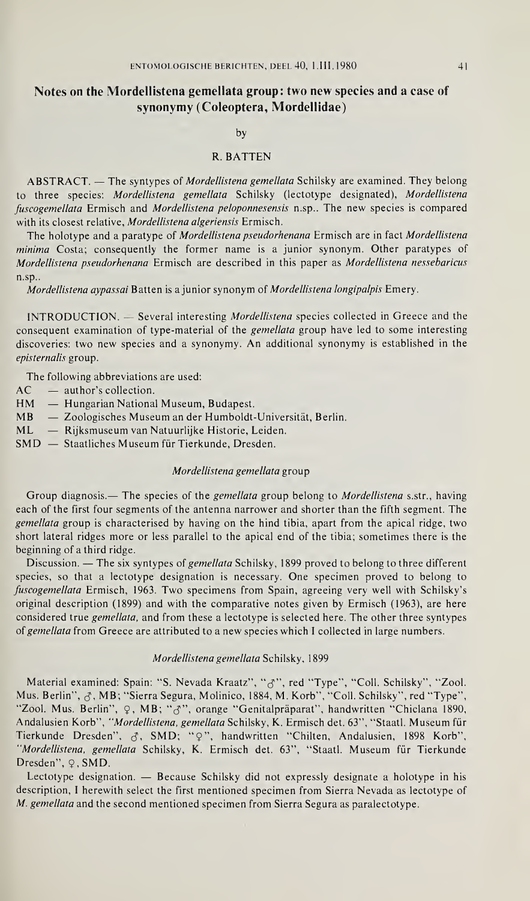# Notes on the Mordellistena gemellata group: two new species and a case of synonymy (Coleoptera, Mordellidae)

by

R. BATTEN

ABSTRACT. — The syntypes of *Mordellistena gemellata* Schilsky are examined. They belong to three species: *Mordellistena gemellata* Schilsky (lectotype designated), *Mordellistena fuscogemellata* Ermisch and *Mordellistena peloponnesensis* n.sp.. The new species is compared with its closest relative, *Mordellistena algeriensis* Ermisch.

The holotype and a paratype of *Mordellistena pseudorhenana* Ermisch are in fact *Mordellistena minima* Costa; consequently the former name is a junior synonym. Other paratypes of *Mordellistena pseudorhenana* Ermisch are described in this paper as *Mordellistena nessebaricus* n.sp..

*Mordellistena aypassai* Batten is a junior synonym of *Mordellistena longipalpis* Emery.

INTRODUCTION. — Several interesting *Mordellistena* species collected in Greece and the consequent examination of type-material of the *gemellata* group have led to some interesting discoveries: two new species and a synonymy. An additional synonymy is established in the *episternalis* group.

The following abbreviations are used:

- AC — author's collection.
- HM — Hungarian National Museum, Budapest.
- MB — Zoologisches Museum an der Humboldt-Universität, Berlin.
- ML — Rijksmuseum van Natuurlijke Historie, Leiden.
- SMD — Staatliches Museum für Tierkunde, Dresden.

## *Mordellistena gemellata* group

Group diagnosis.— The species of the *gemellata* group belong to *Mordellistena* s.str., having each of the first four segments of the antenna narrower and shorter than the fifth segment. The *gemellata* group is characterised by having on the hind tibia, apart from the apical ridge, two short lateral ridges more or less parallel to the apical end of the tibia; sometimes there is the beginning of a third ridge.

Discussion. — The six syntypes of *gemellata* Schilsky, 1899 proved to belong to three different species, so that a lectotype designation is necessary. One specimen proved to belong to *fuscogemellata* Ermisch, 1963. Two specimens from Spain, agreeing very well with Schilsky's original description (1899) and with the comparative notes given by Ermisch (1963), are here considered true *gemellata*, and from these a lectotype is selected here. The other three syntypes of *gemellata* from Greece are attributed to a new species which I collected in large numbers.

### *Mordellistena gemellata* Schilsky, 1899

Material examined: Spain: "S. Nevada Kraatz", "♂", red "Type", "Coll. Schilsky", "Zool. Mus. Berlin", ♂, MB; "Sierra Segura, Molinico, 1884, M. Korb", "Coll. Schilsky", red "Type", "Zool. Mus. Berlin", ♀, MB; "♂", orange "Genitalpräparat", handwritten "Chiclana 1890, Andalusien Korb", "*Mordellistena, gemellata* Schilsky, K. Ermisch det. 63", "Staatl. Museum für Tierkunde Dresden", ♂, SMD; "♀", handwritten "Chilten, Andalusien, 1898 Korb", "*Mordellistena, gemellata* Schilsky, K. Ermisch det. 63", "Staatl. Museum für Tierkunde Dresden", ♀, SMD.

Lectotype designation. — Because Schilsky did not expressly designate a holotype in his description, I herewith select the first mentioned specimen from Sierra Nevada as lectotype of *M. gemellata* and the second mentioned specimen from Sierra Segura as paralectotype.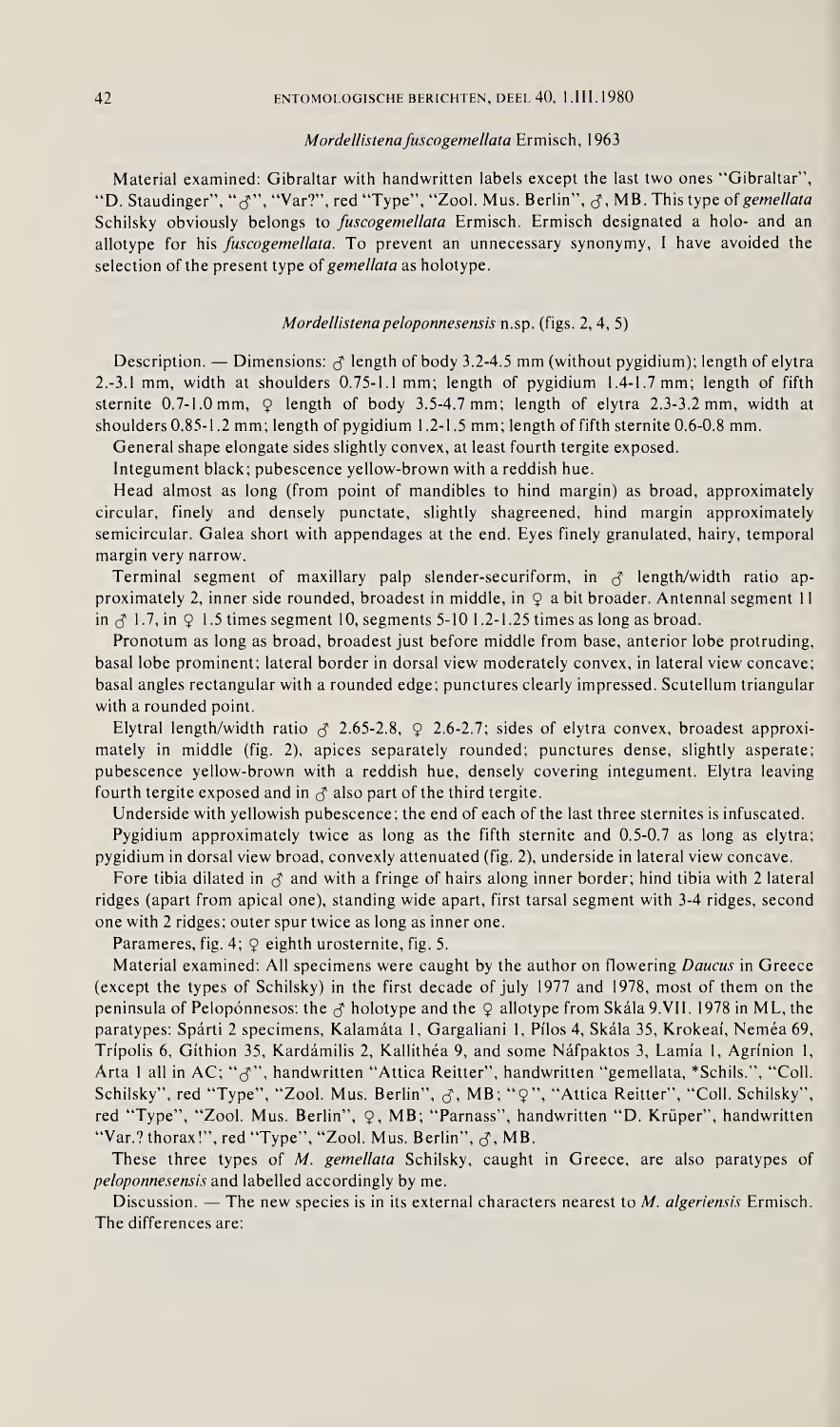### *Mordellistena fuscogemellata* Ermisch, 1963

Material examined: Gibraltar with handwritten labels except the last two ones "Gibraltar", "D. Staudinger", "♂", "Var?", red "Type", "Zool. Mus. Berlin", ♂, MB. This type of *gemellata* Schilsky obviously belongs to *fuscogemellata* Ermisch. Ermisch designated a holo- and an allotype for his *fuscogemellata*. To prevent an unnecessary synonymy, I have avoided the selection of the present type of *gemellata* as holotype.

### *Mordellistena peloponnesensis* n.sp. (figs. 2, 4, 5)

Description. — Dimensions: ♂ length of body 3.2-4.5 mm (without pygidium); length of elytra 2.-3.1 mm, width at shoulders 0.75-1.1 mm; length of pygidium 1.4-1.7 mm; length of fifth sternite 0.7-1.0 mm, ♀ length of body 3.5-4.7 mm; length of elytra 2.3-3.2 mm, width at shoulders 0.85-1.2 mm; length of pygidium 1.2-1.5 mm; length of fifth sternite 0.6-0.8 mm.

General shape elongate sides slightly convex, at least fourth tergite exposed.

Integument black; pubescence yellow-brown with a reddish hue.

Head almost as long (from point of mandibles to hind margin) as broad, approximately circular, finely and densely punctate, slightly shagreened, hind margin approximately semicircular. Galea short with appendages at the end. Eyes finely granulated, hairy, temporal margin very narrow.

Terminal segment of maxillary palp slender-securiform, in ♂ length/width ratio approximately 2, inner side rounded, broadest in middle, in ♀ a bit broader. Antennal segment 11 in ♂ 1.7, in ♀ 1.5 times segment 10, segments 5-10 1.2-1.25 times as long as broad.

Pronotum as long as broad, broadest just before middle from base, anterior lobe protruding, basal lobe prominent; lateral border in dorsal view moderately convex, in lateral view concave; basal angles rectangular with a rounded edge; punctures clearly impressed. Scutellum triangular with a rounded point.

Elytral length/width ratio ♂ 2.65-2.8, ♀ 2.6-2.7; sides of elytra convex, broadest approximately in middle (fig. 2), apices separately rounded; punctures dense, slightly asperate; pubescence yellow-brown with a reddish hue, densely covering integument. Elytra leaving fourth tergite exposed and in ♂ also part of the third tergite.

Underside with yellowish pubescence; the end of each of the last three sternites is infuscated.

Pygidium approximately twice as long as the fifth sternite and 0.5-0.7 as long as elytra; pygidium in dorsal view broad, convexly attenuated (fig. 2), underside in lateral view concave.

Fore tibia dilated in ♂ and with a fringe of hairs along inner border; hind tibia with 2 lateral ridges (apart from apical one), standing wide apart, first tarsal segment with 3-4 ridges, second one with 2 ridges; outer spur twice as long as inner one.

Parameres, fig. 4; ♀ eighth urosternite, fig. 5.

Material examined: All specimens were caught by the author on flowering *Daucus* in Greece (except the types of Schilsky) in the first decade of july 1977 and 1978, most of them on the peninsula of Pelopónnesos: the ♂ holotype and the ♀ allotype from Skála 9.VII. 1978 in ML, the paratypes: Spárti 2 specimens, Kalamáta 1, Gargaliani 1, Pílos 4, Skála 35, Krokeaí, Neméa 69, Trípolis 6, Gíthion 35, Kardámilis 2, Kallithéa 9, and some Náfpaktos 3, Lamía 1, Agrínion 1, Árta 1 all in AC; "♂", handwritten "Attica Reitter", handwritten "gemellata, *Schils.", "Coll. Schilsky", red "Type", "Zool. Mus. Berlin", ♂, MB; "♀", "Attica Reitter", "Coll. Schilsky", red "Type", "Zool. Mus. Berlin", ♀, MB; "Parnass", handwritten "D. Krüper", handwritten "Var.? thorax!", red "Type", "Zool. Mus. Berlin", ♂, MB.

These three types of *M. gemellata* Schilsky, caught in Greece, are also paratypes of *peloponnesensis* and labelled accordingly by me.

Discussion. — The new species is in its external characters nearest to *M. algeriensis* Ermisch. The differences are: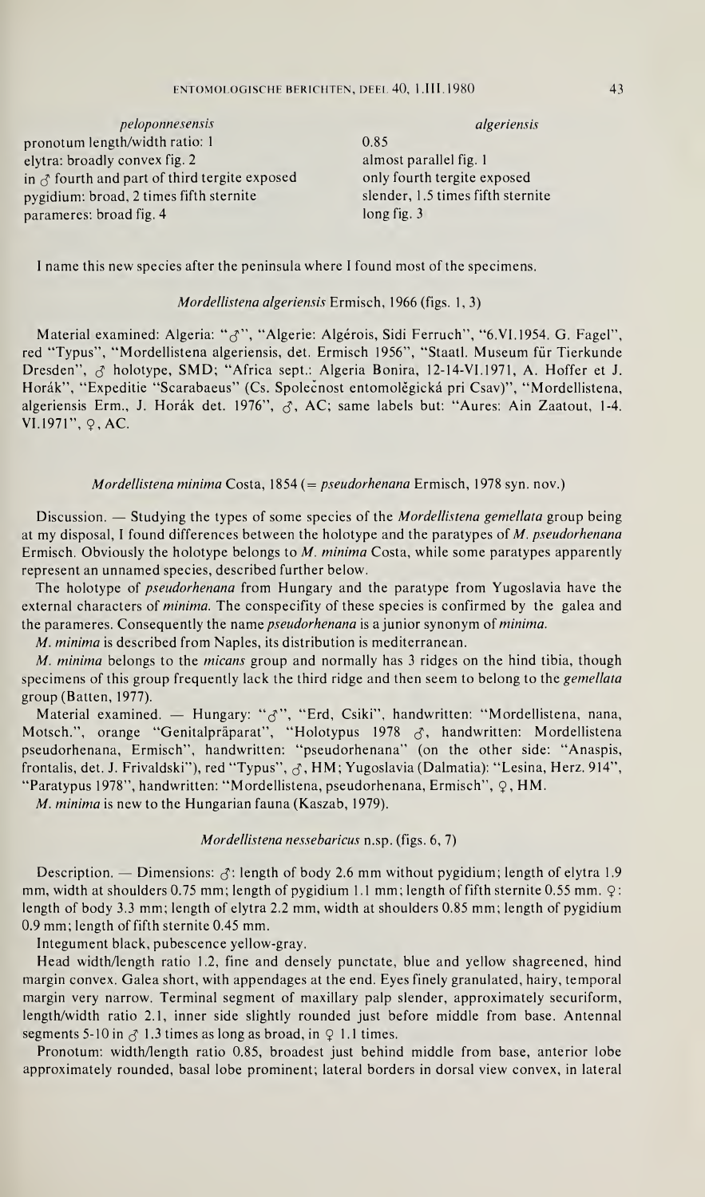| | *peloponnesensis* | *algeriensis* |
|---|---|---|
| pronotum length/width ratio: | 1 | 0.85 |
| elytra: | broadly convex fig. 2 | almost parallel fig. 1 |
| in ♂ | fourth and part of third tergite exposed | only fourth tergite exposed |
| pygidium: | broad, 2 times fifth sternite | slender, 1.5 times fifth sternite |
| parameres: | broad fig. 4 | long fig. 3 |

I name this new species after the peninsula where I found most of the specimens.

### *Mordellistena algeriensis* Ermisch, 1966 (figs. 1, 3)

Material examined: Algeria: "♂", "Algerie: Algérois, Sidi Ferruch", "6.VI.1954. G. Fagel", red "Typus", "Mordellistena algeriensis, det. Ermisch 1956", "Staatl. Museum für Tierkunde Dresden", ♂ holotype, SMD; "Africa sept.: Algeria Bonira, 12-14-VI.1971, A. Hoffer et J. Horák", "Expeditie "Scarabaeus" (Cs. Společnost entomologická pri Csav)", "Mordellistena, algeriensis Erm., J. Horák det. 1976", ♂, AC; same labels but: "Aures: Ain Zaatout, 1-4. VI.1971", ♀, AC.

### *Mordellistena minima* Costa, 1854 (= *pseudorhenana* Ermisch, 1978 syn. nov.)

Discussion. — Studying the types of some species of the *Mordellistena gemellata* group being at my disposal, I found differences between the holotype and the paratypes of *M. pseudorhenana* Ermisch. Obviously the holotype belongs to *M. minima* Costa, while some paratypes apparently represent an unnamed species, described further below.

The holotype of *pseudorhenana* from Hungary and the paratype from Yugoslavia have the external characters of *minima*. The conspecifity of these species is confirmed by the galea and the parameres. Consequently the name *pseudorhenana* is a junior synonym of *minima*.

*M. minima* is described from Naples, its distribution is mediterranean.

*M. minima* belongs to the *micans* group and normally has 3 ridges on the hind tibia, though specimens of this group frequently lack the third ridge and then seem to belong to the *gemellata* group (Batten, 1977).

Material examined. — Hungary: "♂", "Erd, Csiki", handwritten: "Mordellistena, nana, Motsch.", orange "Genitalpräparat", "Holotypus 1978 ♂, handwritten: Mordellistena pseudorhenana, Ermisch", handwritten: "pseudorhenana" (on the other side: "Anaspis, frontalis, det. J. Frivaldski"), red "Typus", ♂, HM; Yugoslavia (Dalmatia): "Lesina, Herz. 914", "Paratypus 1978", handwritten: "Mordellistena, pseudorhenana, Ermisch", ♀, HM.

*M. minima* is new to the Hungarian fauna (Kaszab, 1979).

### *Mordellistena nessebaricus* n.sp. (figs. 6, 7)

Description. — Dimensions: ♂: length of body 2.6 mm without pygidium; length of elytra 1.9 mm, width at shoulders 0.75 mm; length of pygidium 1.1 mm; length of fifth sternite 0.55 mm. ♀: length of body 3.3 mm; length of elytra 2.2 mm, width at shoulders 0.85 mm; length of pygidium 0.9 mm; length of fifth sternite 0.45 mm.

Integument black, pubescence yellow-gray.

Head width/length ratio 1.2, fine and densely punctate, blue and yellow shagreened, hind margin convex. Galea short, with appendages at the end. Eyes finely granulated, hairy, temporal margin very narrow. Terminal segment of maxillary palp slender, approximately securiform, length/width ratio 2.1, inner side slightly rounded just before middle from base. Antennal segments 5-10 in ♂ 1.3 times as long as broad, in ♀ 1.1 times.

Pronotum: width/length ratio 0.85, broadest just behind middle from base, anterior lobe approximately rounded, basal lobe prominent; lateral borders in dorsal view convex, in lateral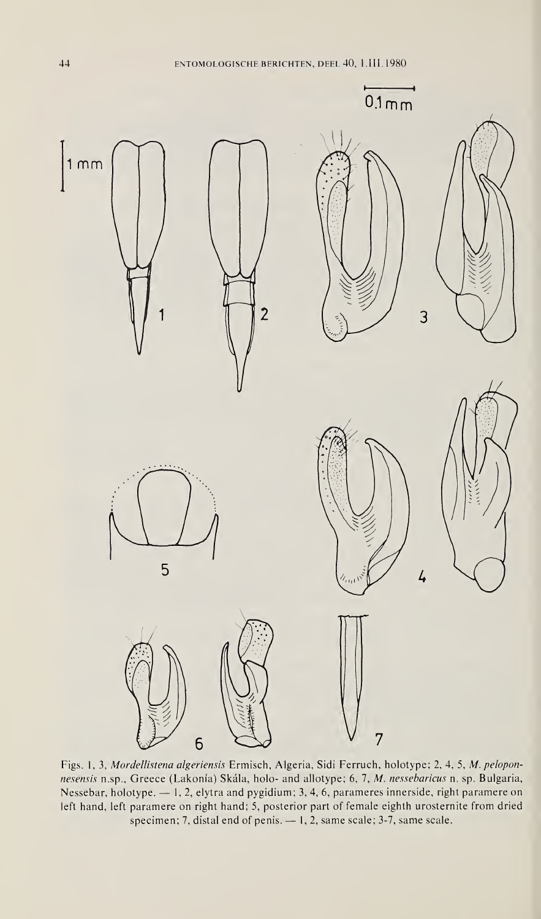Figs. 1, 3, *Mordellistena algeriensis* Ermisch, Algeria, Sidi Ferruch, holotype; 2, 4, 5, *M. peloponnesensis* n.sp., Greece (Lakonía) Skála, holo- and allotype; 6, 7, *M. nessebaricus* n. sp. Bulgaria, Nessebar, holotype. — 1, 2, elytra and pygidium; 3, 4, 6, parameres innerside, right paramere on left hand, left paramere on right hand; 5, posterior part of female eighth urosternite from dried specimen; 7, distal end of penis. — 1, 2, same scale; 3-7, same scale.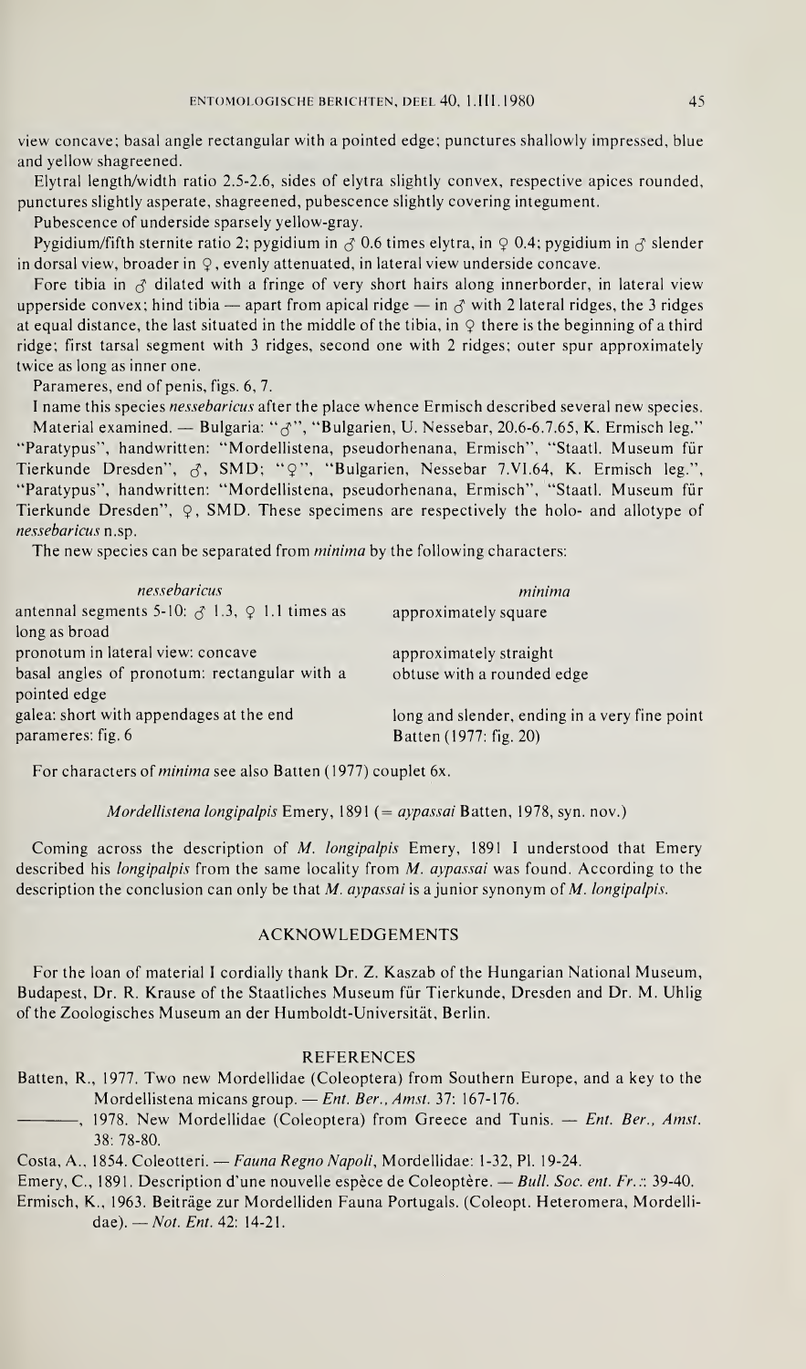view concave; basal angle rectangular with a pointed edge; punctures shallowly impressed, blue and yellow shagreened.

Elytral length/width ratio 2.5-2.6, sides of elytra slightly convex, respective apices rounded, punctures slightly asperate, shagreened, pubescence slightly covering integument.

Pubescence of underside sparsely yellow-gray.

Pygidium/fifth sternite ratio 2; pygidium in ♂ 0.6 times elytra, in ♀ 0.4; pygidium in ♂ slender in dorsal view, broader in ♀, evenly attenuated, in lateral view underside concave.

Fore tibia in ♂ dilated with a fringe of very short hairs along innerborder, in lateral view upperside convex; hind tibia — apart from apical ridge — in ♂ with 2 lateral ridges, the 3 ridges at equal distance, the last situated in the middle of the tibia, in ♀ there is the beginning of a third ridge; first tarsal segment with 3 ridges, second one with 2 ridges; outer spur approximately twice as long as inner one.

Parameres, end of penis, figs. 6, 7.

I name this species *nessebaricus* after the place whence Ermisch described several new species.

Material examined. — Bulgaria: "♂", "Bulgarien, U. Nessebar, 20.6-6.7.65, K. Ermisch leg." "Paratypus", handwritten: "Mordellistena, pseudorhenana, Ermisch", "Staatl. Museum für Tierkunde Dresden", ♂, SMD; "♀", "Bulgarien, Nessebar 7.VI.64, K. Ermisch leg.", "Paratypus", handwritten: "Mordellistena, pseudorhenana, Ermisch", "Staatl. Museum für Tierkunde Dresden", ♀, SMD. These specimens are respectively the holo- and allotype of *nessebaricus* n.sp.

The new species can be separated from *minima* by the following characters:

| *nessebaricus* | *minima* |
|---|---|
| antennal segments 5-10: ♂ 1.3, ♀ 1.1 times as long as broad | approximately square |
| pronotum in lateral view: concave | approximately straight |
| basal angles of pronotum: rectangular with a pointed edge | obtuse with a rounded edge |
| galea: short with appendages at the end | long and slender, ending in a very fine point |
| parameres: fig. 6 | Batten (1977: fig. 20) |

For characters of *minima* see also Batten (1977) couplet 6x.

*Mordellistena longipalpis* Emery, 1891 (= *aypassai* Batten, 1978, syn. nov.)

Coming across the description of *M. longipalpis* Emery, 1891 I understood that Emery described his *longipalpis* from the same locality from *M. aypassai* was found. According to the description the conclusion can only be that *M. aypassai* is a junior synonym of *M. longipalpis*.

## ACKNOWLEDGEMENTS

For the loan of material I cordially thank Dr. Z. Kaszab of the Hungarian National Museum, Budapest, Dr. R. Krause of the Staatliches Museum für Tierkunde, Dresden and Dr. M. Uhlig of the Zoologisches Museum an der Humboldt-Universität, Berlin.

## REFERENCES

Batten, R., 1977. Two new Mordellidae (Coleoptera) from Southern Europe, and a key to the Mordellistena micans group. — *Ent. Ber., Amst.* 37: 167-176.

———, 1978. New Mordellidae (Coleoptera) from Greece and Tunis. — *Ent. Ber., Amst.* 38: 78-80.

Costa, A., 1854. Coleotteri. — *Fauna Regno Napoli*, Mordellidae: 1-32, Pl. 19-24.

Emery, C., 1891. Description d'une nouvelle espèce de Coleoptère. — *Bull. Soc. ent. Fr.*.: 39-40.

Ermisch, K., 1963. Beiträge zur Mordelliden Fauna Portugals. (Coleopt. Heteromera, Mordellidae). — *Not. Ent.* 42: 14-21.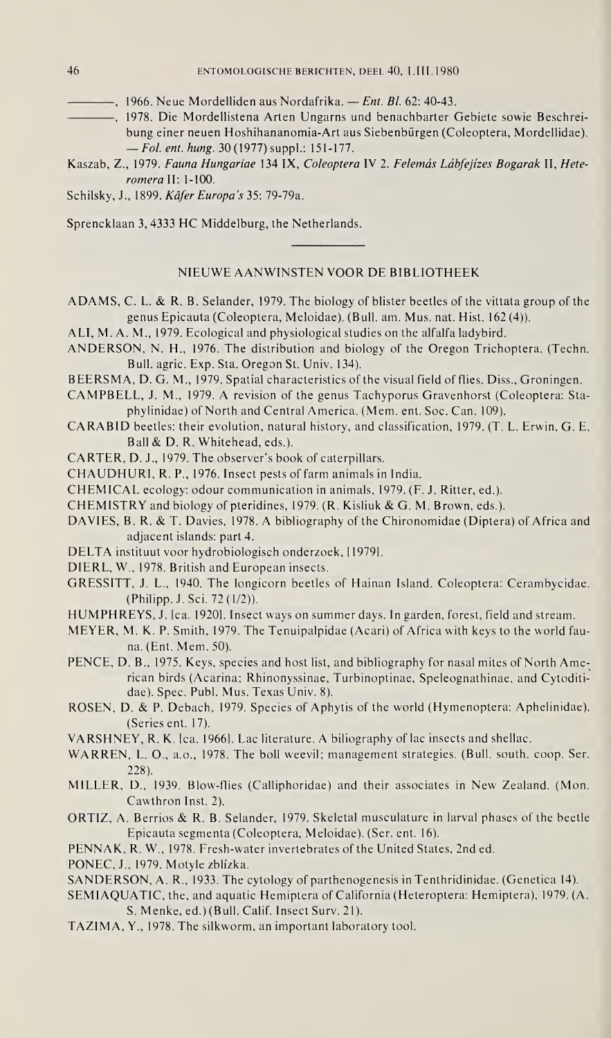———, 1966. Neue Mordelliden aus Nordafrika. — *Ent. Bl.* 62: 40-43.

———, 1978. Die Mordellistena Arten Ungarns und benachbarter Gebiete sowie Beschreibung einer neuen Hoshihananomia-Art aus Siebenbürgen (Coleoptera, Mordellidae). — *Fol. ent. hung.* 30 (1977) suppl.: 151-177.

Kaszab, Z., 1979. *Fauna Hungariae* 134 IX, *Coleoptera* IV 2. *Felemás Lábfejízes Bogarak* II, *Heteromera* II: 1-100.

Schilsky, J., 1899. *Käfer Europa's* 35: 79-79a.

Sprencklaan 3, 4333 HC Middelburg, the Netherlands.

## NIEUWE AANWINSTEN VOOR DE BIBLIOTHEEK

ADAMS, C. L. & R. B. Selander, 1979. The biology of blister beetles of the vittata group of the genus Epicauta (Coleoptera, Meloidae). (Bull. am. Mus. nat. Hist. 162 (4)).

ALI, M. A. M., 1979. Ecological and physiological studies on the alfalfa ladybird.

ANDERSON, N. H., 1976. The distribution and biology of the Oregon Trichoptera. (Techn. Bull. agric. Exp. Sta. Oregon St. Univ. 134).

BEERSMA, D. G. M., 1979. Spatial characteristics of the visual field of flies. Diss., Groningen.

CAMPBELL, J. M., 1979. A revision of the genus Tachyporus Gravenhorst (Coleoptera: Staphylinidae) of North and Central America. (Mem. ent. Soc. Can. 109).

CARABID beetles: their evolution, natural history, and classification, 1979. (T. L. Erwin, G. E. Ball & D. R. Whitehead, eds.).

CARTER, D. J., 1979. The observer's book of caterpillars.

CHAUDHURI, R. P., 1976. Insect pests of farm animals in India.

CHEMICAL ecology: odour communication in animals, 1979. (F. J. Ritter, ed.).

CHEMISTRY and biology of pteridines, 1979. (R. Kisliuk & G. M. Brown, eds.).

DAVIES, B. R. & T. Davies, 1978. A bibliography of the Chironomidae (Diptera) of Africa and adjacent islands: part 4.

DELTA instituut voor hydrobiologisch onderzoek, [1979].

DIERL, W., 1978. British and European insects.

GRESSITT, J. L., 1940. The longicorn beetles of Hainan Island. Coleoptera: Cerambycidae. (Philipp. J. Sci. 72 (1/2)).

HUMPHREYS, J. [ca. 1920]. Insect ways on summer days. In garden, forest, field and stream.

MEYER, M. K. P. Smith, 1979. The Tenuipalpidae (Acari) of Africa with keys to the world fauna. (Ent. Mem. 50).

PENCE, D. B., 1975. Keys, species and host list, and bibliography for nasal mites of North American birds (Acarina; Rhinonyssinae, Turbinoptinae, Speleognathinae, and Cytoditidae). Spec. Publ. Mus. Texas Univ. 8).

ROSEN, D. & P. Debach, 1979. Species of Aphytis of the world (Hymenoptera: Aphelinidae). (Series ent. 17).

VARSHNEY, R. K. [ca. 1966]. Lac literature. A biliography of lac insects and shellac.

WARREN, L. O., a.o., 1978. The boll weevil; management strategies. (Bull. south. coop. Ser. 228).

MILLER, D., 1939. Blow-flies (Calliphoridae) and their associates in New Zealand. (Mon. Cawthron Inst. 2).

ORTIZ, A. Berrios & R. B. Selander, 1979. Skeletal musculature in larval phases of the beetle Epicauta segmenta (Coleoptera, Meloidae). (Ser. ent. 16).

PENNAK, R. W., 1978. Fresh-water invertebrates of the United States, 2nd ed.

PONEC, J., 1979. Motyle zblízka.

SANDERSON, A. R., 1933. The cytology of parthenogenesis in Tenthridinidae. (Genetica 14).

SEMIAQUATIC, the, and aquatic Hemiptera of California (Heteroptera: Hemiptera), 1979. (A. S. Menke, ed.) (Bull. Calif. Insect Surv. 21).

TAZIMA, Y., 1978. The silkworm, an important laboratory tool.